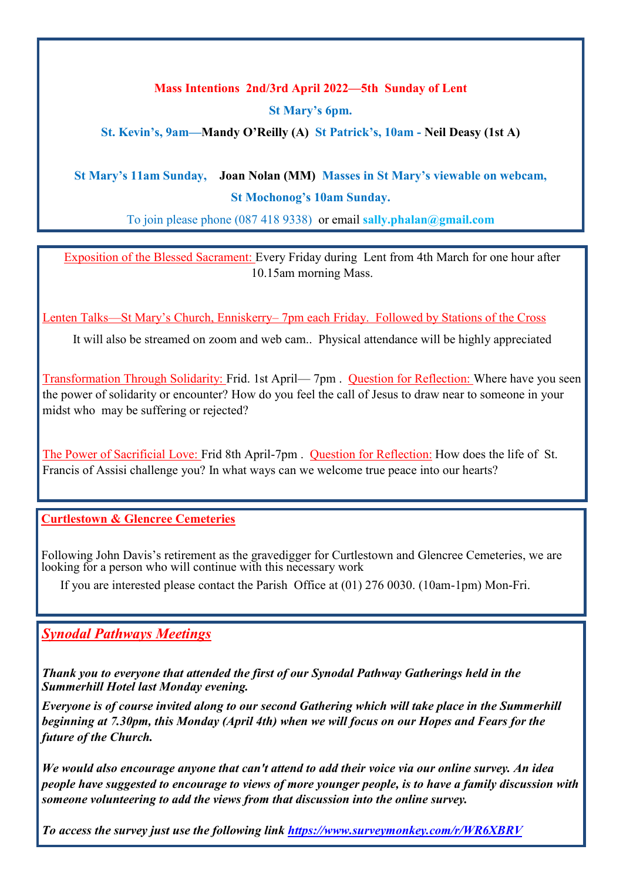**Mass Intentions 2nd/3rd April 2022—5th Sunday of Lent**

**St Mary's 6pm.**

**St. Kevin's, 9am—Mandy O'Reilly (A) St Patrick's, 10am - Neil Deasy (1st A)**

**St Mary's 11am Sunday, Joan Nolan (MM) Masses in St Mary's viewable on webcam,**

**St Mochonog's 10am Sunday.**

To join please phone (087 418 9338) or email **sally.phalan@gmail.com**

---

Exposition of the Blessed Sacrament: Every Friday during Lent from 4th March for one hour after 10.15am morning Mass.

Lenten Talks—St Mary's Church, Enniskerry– 7pm each Friday. Followed by Stations of the Cross

It will also be streamed on zoom and web cam.. Physical attendance will be highly appreciated

Transformation Through Solidarity: Frid. 1st April— 7pm . Question for Reflection: Where have you seen the power of solidarity or encounter? How do you feel the call of Jesus to draw near to someone in your midst who may be suffering or rejected?

The Power of Sacrificial Love: Frid 8th April-7pm . Question for Reflection: How does the life of St. Francis of Assisi challenge you? In what ways can we welcome true peace into our hearts?

---

**Curtlestown & Glencree Cemeteries**

Following John Davis's retirement as the gravedigger for Curtlestown and Glencree Cemeteries, we are looking for a person who will continue with this necessary work

If you are interested please contact the Parish Office at (01) 276 0030. (10am-1pm) Mon-Fri.

---

## *Synodal Pathways Meetings*

***Thank you to everyone that attended the first of our Synodal Pathway Gatherings held in the Summerhill Hotel last Monday evening.***

***Everyone is of course invited along to our second Gathering which will take place in the Summerhill beginning at 7.30pm, this Monday (April 4th) when we will focus on our Hopes and Fears for the future of the Church.***

***We would also encourage anyone that can't attend to add their voice via our online survey. An idea people have suggested to encourage to views of more younger people, is to have a family discussion with someone volunteering to add the views from that discussion into the online survey.***

***To access the survey just use the following link https://www.surveymonkey.com/r/WR6XBRV***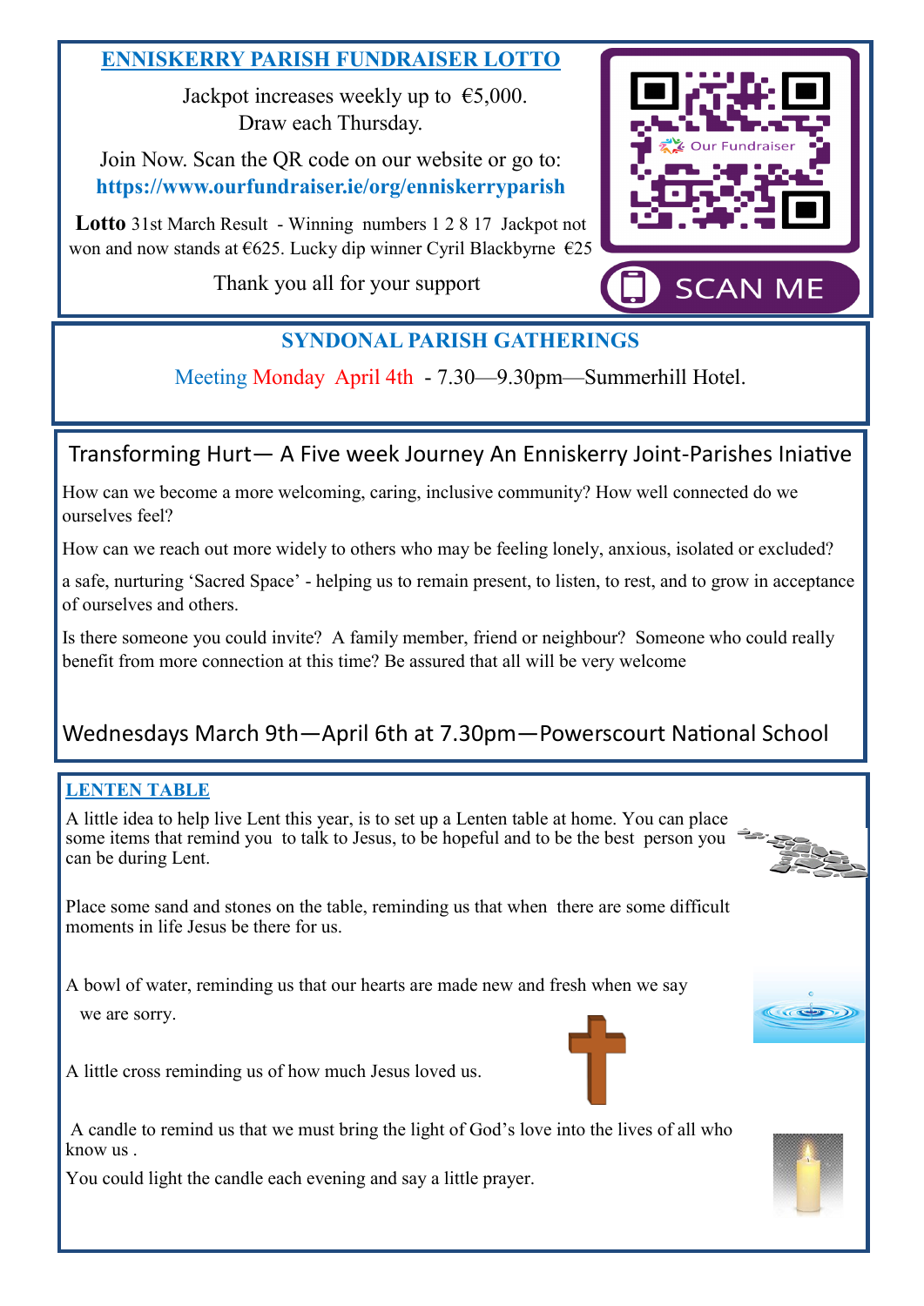## ENNISKERRY PARISH FUNDRAISER LOTTO

Jackpot increases weekly up to €5,000.
Draw each Thursday.

Join Now. Scan the QR code on our website or go to:
**https://www.ourfundraiser.ie/org/enniskerryparish**

**Lotto** 31st March Result - Winning numbers 1 2 8 17 Jackpot not won and now stands at €625. Lucky dip winner Cyril Blackbyrne €25

Thank you all for your support

Our Fundraiser

SCAN ME

## SYNDONAL PARISH GATHERINGS

Meeting Monday April 4th - 7.30—9.30pm—Summerhill Hotel.

## Transforming Hurt— A Five week Journey An Enniskerry Joint-Parishes Iniative

How can we become a more welcoming, caring, inclusive community? How well connected do we ourselves feel?

How can we reach out more widely to others who may be feeling lonely, anxious, isolated or excluded?

a safe, nurturing 'Sacred Space' - helping us to remain present, to listen, to rest, and to grow in acceptance of ourselves and others.

Is there someone you could invite? A family member, friend or neighbour? Someone who could really benefit from more connection at this time? Be assured that all will be very welcome

Wednesdays March 9th—April 6th at 7.30pm—Powerscourt National School

## LENTEN TABLE

A little idea to help live Lent this year, is to set up a Lenten table at home. You can place some items that remind you to talk to Jesus, to be hopeful and to be the best person you can be during Lent.

Place some sand and stones on the table, reminding us that when there are some difficult moments in life Jesus be there for us.

A bowl of water, reminding us that our hearts are made new and fresh when we say we are sorry.

A little cross reminding us of how much Jesus loved us.

A candle to remind us that we must bring the light of God's love into the lives of all who know us .

You could light the candle each evening and say a little prayer.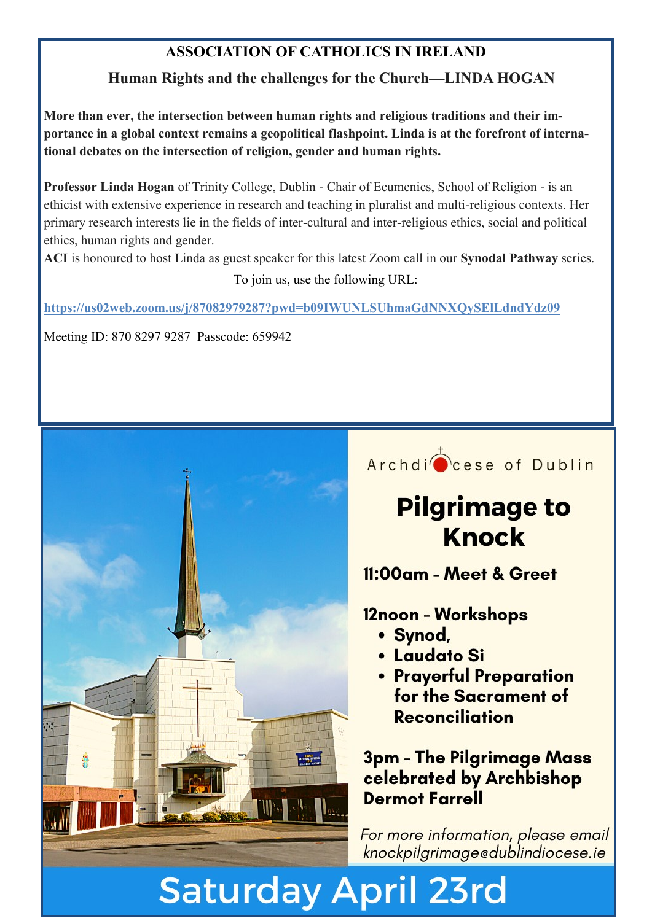## ASSOCIATION OF CATHOLICS IN IRELAND

### Human Rights and the challenges for the Church—LINDA HOGAN

**More than ever, the intersection between human rights and religious traditions and their importance in a global context remains a geopolitical flashpoint. Linda is at the forefront of international debates on the intersection of religion, gender and human rights.**

**Professor Linda Hogan** of Trinity College, Dublin - Chair of Ecumenics, School of Religion - is an ethicist with extensive experience in research and teaching in pluralist and multi-religious contexts. Her primary research interests lie in the fields of inter-cultural and inter-religious ethics, social and political ethics, human rights and gender.

**ACI** is honoured to host Linda as guest speaker for this latest Zoom call in our **Synodal Pathway** series.

To join us, use the following URL:

**https://us02web.zoom.us/j/87082979287?pwd=b09IWUNLSUhmaGdNNXQySElLdndYdz09**

Meeting ID: 870 8297 9287 Passcode: 659942

---

Archdiocese of Dublin

## Pilgrimage to Knock

**11:00am - Meet & Greet**

**12noon - Workshops**

- **Synod,**
- **Laudato Si**
- **Prayerful Preparation for the Sacrament of Reconciliation**

**3pm - The Pilgrimage Mass celebrated by Archbishop Dermot Farrell**

*For more information, please email knockpilgrimage@dublindiocese.ie*

## Saturday April 23rd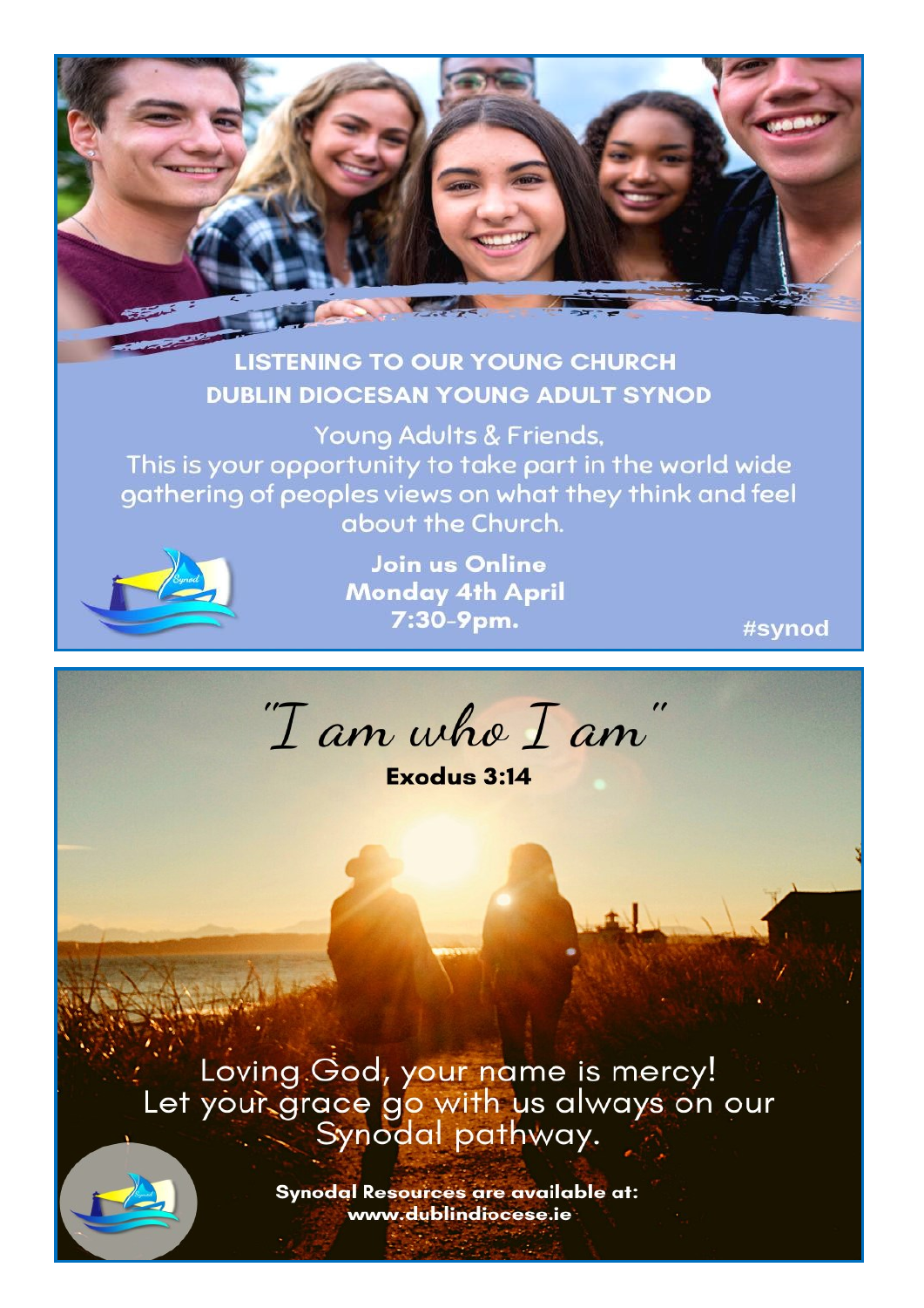## LISTENING TO OUR YOUNG CHURCH
## DUBLIN DIOCESAN YOUNG ADULT SYNOD

Young Adults & Friends,
This is your opportunity to take part in the world wide gathering of peoples views on what they think and feel about the Church.

**Join us Online**
**Monday 4th April**
**7:30-9pm.**

#synod

*"I am who I am"*
**Exodus 3:14**

Loving God, your name is mercy!
Let your grace go with us always on our Synodal pathway.

**Synodal Resources are available at:**
**www.dublindiocese.ie**